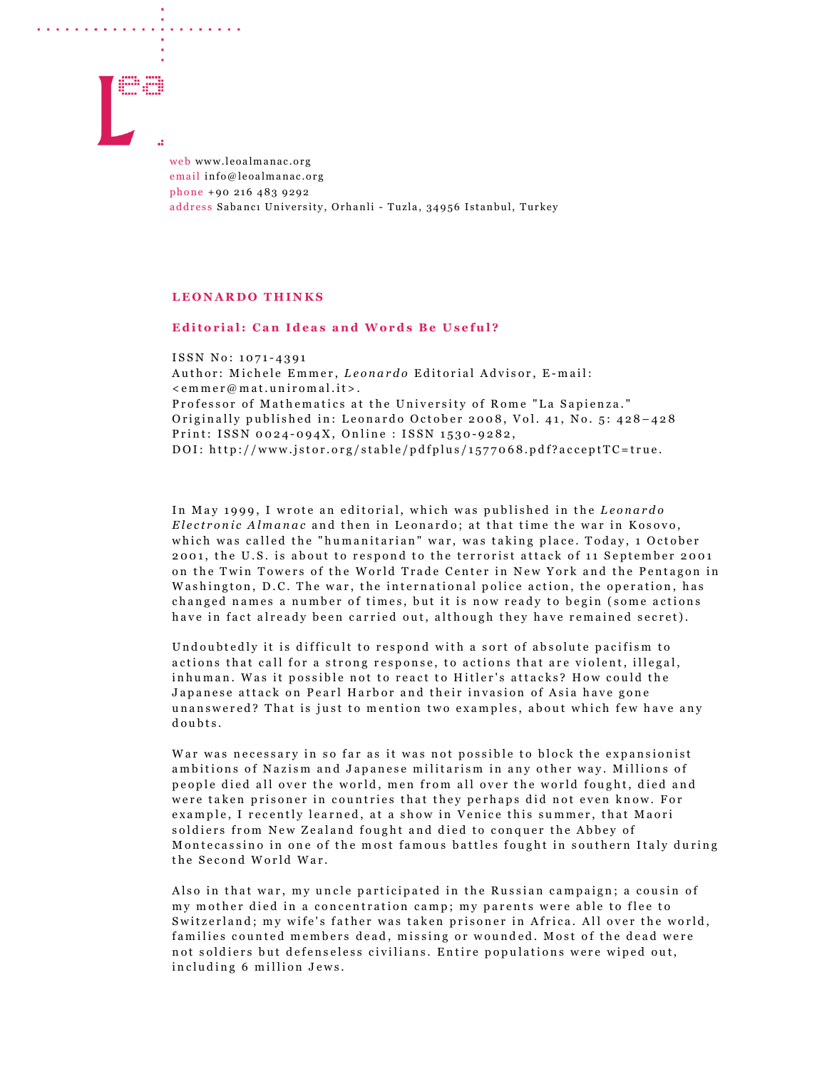web www.leoalmanac.org
email info@leoalmanac.org
phone +90 216 483 9292
address Sabancı University, Orhanli - Tuzla, 34956 Istanbul, Turkey

## LEONARDO THINKS

### Editorial: Can Ideas and Words Be Useful?

ISSN No: 1071-4391
Author: Michele Emmer, *Leonardo* Editorial Advisor, E-mail: <emmer@mat.uniromal.it>.
Professor of Mathematics at the University of Rome "La Sapienza."
Originally published in: Leonardo October 2008, Vol. 41, No. 5: 428–428
Print: ISSN 0024-094X, Online : ISSN 1530-9282,
DOI: http://www.jstor.org/stable/pdfplus/1577068.pdf?acceptTC=true.

In May 1999, I wrote an editorial, which was published in the *Leonardo Electronic Almanac* and then in Leonardo; at that time the war in Kosovo, which was called the "humanitarian" war, was taking place. Today, 1 October 2001, the U.S. is about to respond to the terrorist attack of 11 September 2001 on the Twin Towers of the World Trade Center in New York and the Pentagon in Washington, D.C. The war, the international police action, the operation, has changed names a number of times, but it is now ready to begin (some actions have in fact already been carried out, although they have remained secret).

Undoubtedly it is difficult to respond with a sort of absolute pacifism to actions that call for a strong response, to actions that are violent, illegal, inhuman. Was it possible not to react to Hitler's attacks? How could the Japanese attack on Pearl Harbor and their invasion of Asia have gone unanswered? That is just to mention two examples, about which few have any doubts.

War was necessary in so far as it was not possible to block the expansionist ambitions of Nazism and Japanese militarism in any other way. Millions of people died all over the world, men from all over the world fought, died and were taken prisoner in countries that they perhaps did not even know. For example, I recently learned, at a show in Venice this summer, that Maori soldiers from New Zealand fought and died to conquer the Abbey of Montecassino in one of the most famous battles fought in southern Italy during the Second World War.

Also in that war, my uncle participated in the Russian campaign; a cousin of my mother died in a concentration camp; my parents were able to flee to Switzerland; my wife's father was taken prisoner in Africa. All over the world, families counted members dead, missing or wounded. Most of the dead were not soldiers but defenseless civilians. Entire populations were wiped out, including 6 million Jews.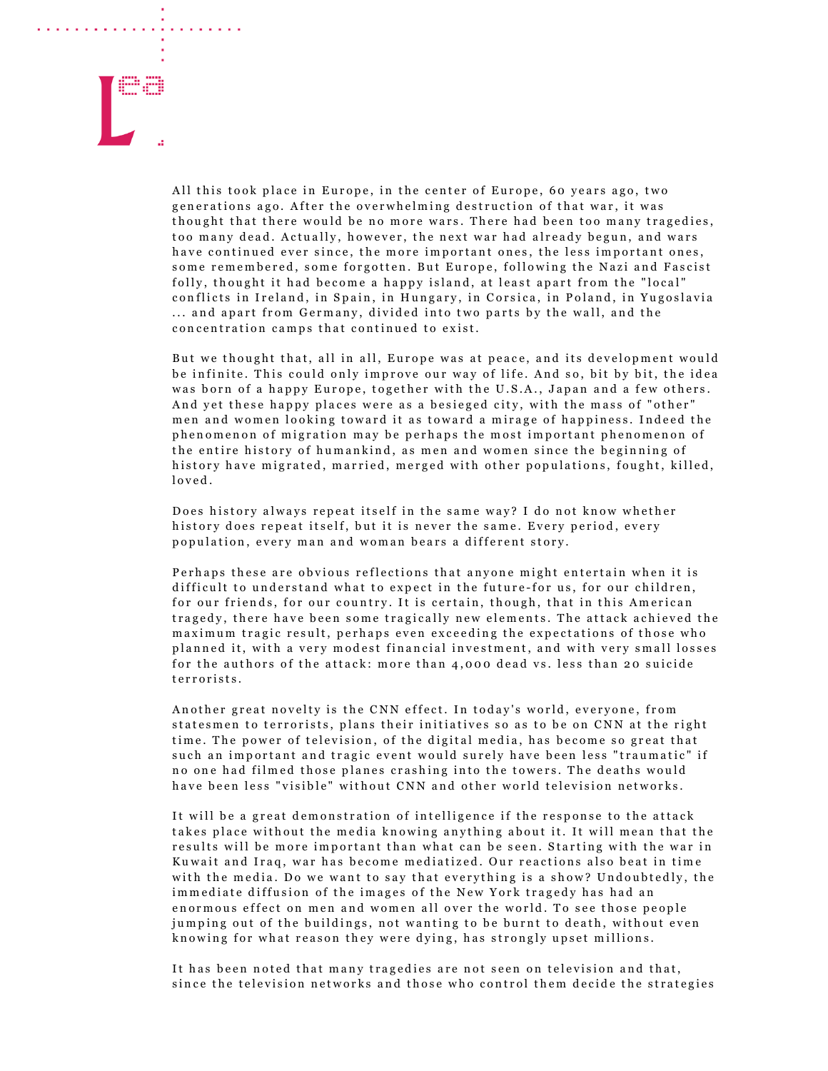All this took place in Europe, in the center of Europe, 60 years ago, two generations ago. After the overwhelming destruction of that war, it was thought that there would be no more wars. There had been too many tragedies, too many dead. Actually, however, the next war had already begun, and wars have continued ever since, the more important ones, the less important ones, some remembered, some forgotten. But Europe, following the Nazi and Fascist folly, thought it had become a happy island, at least apart from the "local" conflicts in Ireland, in Spain, in Hungary, in Corsica, in Poland, in Yugoslavia ... and apart from Germany, divided into two parts by the wall, and the concentration camps that continued to exist.

But we thought that, all in all, Europe was at peace, and its development would be infinite. This could only improve our way of life. And so, bit by bit, the idea was born of a happy Europe, together with the U.S.A., Japan and a few others. And yet these happy places were as a besieged city, with the mass of "other" men and women looking toward it as toward a mirage of happiness. Indeed the phenomenon of migration may be perhaps the most important phenomenon of the entire history of humankind, as men and women since the beginning of history have migrated, married, merged with other populations, fought, killed, loved.

Does history always repeat itself in the same way? I do not know whether history does repeat itself, but it is never the same. Every period, every population, every man and woman bears a different story.

Perhaps these are obvious reflections that anyone might entertain when it is difficult to understand what to expect in the future-for us, for our children, for our friends, for our country. It is certain, though, that in this American tragedy, there have been some tragically new elements. The attack achieved the maximum tragic result, perhaps even exceeding the expectations of those who planned it, with a very modest financial investment, and with very small losses for the authors of the attack: more than 4,000 dead vs. less than 20 suicide terrorists.

Another great novelty is the CNN effect. In today's world, everyone, from statesmen to terrorists, plans their initiatives so as to be on CNN at the right time. The power of television, of the digital media, has become so great that such an important and tragic event would surely have been less "traumatic" if no one had filmed those planes crashing into the towers. The deaths would have been less "visible" without CNN and other world television networks.

It will be a great demonstration of intelligence if the response to the attack takes place without the media knowing anything about it. It will mean that the results will be more important than what can be seen. Starting with the war in Kuwait and Iraq, war has become mediatized. Our reactions also beat in time with the media. Do we want to say that everything is a show? Undoubtedly, the immediate diffusion of the images of the New York tragedy has had an enormous effect on men and women all over the world. To see those people jumping out of the buildings, not wanting to be burnt to death, without even knowing for what reason they were dying, has strongly upset millions.

It has been noted that many tragedies are not seen on television and that, since the television networks and those who control them decide the strategies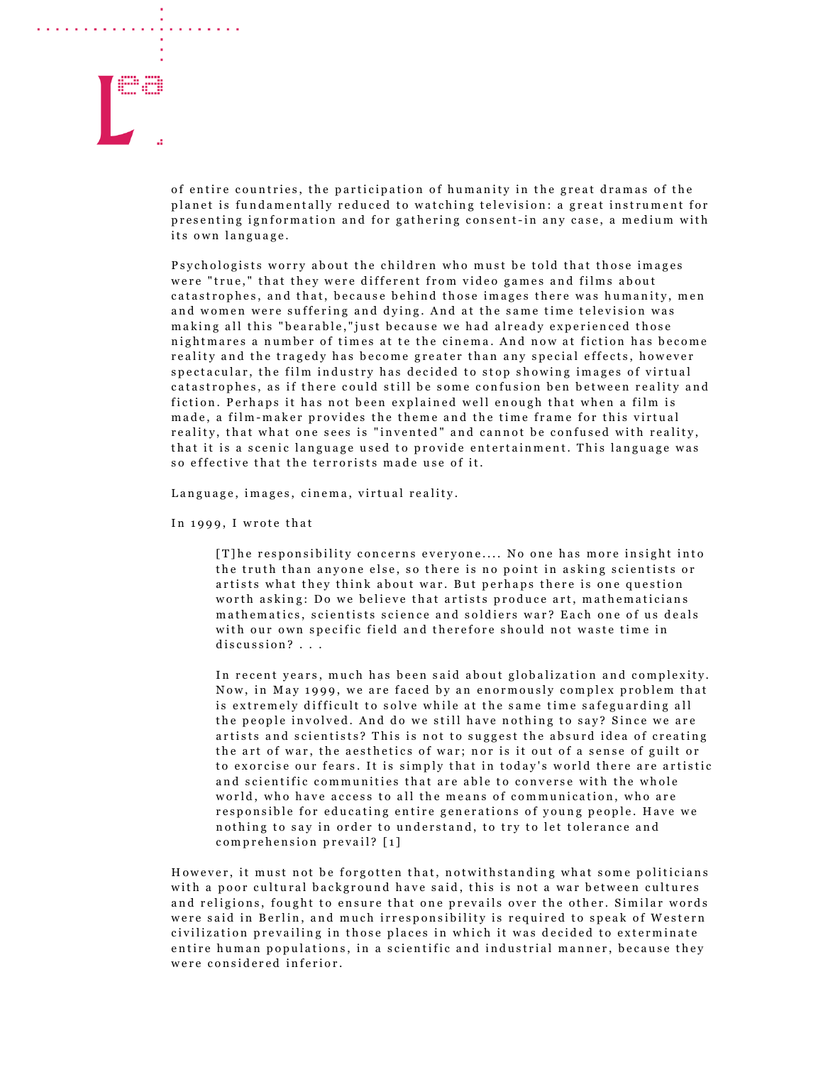of entire countries, the participation of humanity in the great dramas of the planet is fundamentally reduced to watching television: a great instrument for presenting ignformation and for gathering consent-in any case, a medium with its own language.

Psychologists worry about the children who must be told that those images were "true," that they were different from video games and films about catastrophes, and that, because behind those images there was humanity, men and women were suffering and dying. And at the same time television was making all this "bearable,"just because we had already experienced those nightmares a number of times at te the cinema. And now at fiction has become reality and the tragedy has become greater than any special effects, however spectacular, the film industry has decided to stop showing images of virtual catastrophes, as if there could still be some confusion ben between reality and fiction. Perhaps it has not been explained well enough that when a film is made, a film-maker provides the theme and the time frame for this virtual reality, that what one sees is "invented" and cannot be confused with reality, that it is a scenic language used to provide entertainment. This language was so effective that the terrorists made use of it.

Language, images, cinema, virtual reality.

In 1999, I wrote that

> [T]he responsibility concerns everyone.... No one has more insight into the truth than anyone else, so there is no point in asking scientists or artists what they think about war. But perhaps there is one question worth asking: Do we believe that artists produce art, mathematicians mathematics, scientists science and soldiers war? Each one of us deals with our own specific field and therefore should not waste time in discussion? . . .
>
> In recent years, much has been said about globalization and complexity. Now, in May 1999, we are faced by an enormously complex problem that is extremely difficult to solve while at the same time safeguarding all the people involved. And do we still have nothing to say? Since we are artists and scientists? This is not to suggest the absurd idea of creating the art of war, the aesthetics of war; nor is it out of a sense of guilt or to exorcise our fears. It is simply that in today's world there are artistic and scientific communities that are able to converse with the whole world, who have access to all the means of communication, who are responsible for educating entire generations of young people. Have we nothing to say in order to understand, to try to let tolerance and comprehension prevail? [1]

However, it must not be forgotten that, notwithstanding what some politicians with a poor cultural background have said, this is not a war between cultures and religions, fought to ensure that one prevails over the other. Similar words were said in Berlin, and much irresponsibility is required to speak of Western civilization prevailing in those places in which it was decided to exterminate entire human populations, in a scientific and industrial manner, because they were considered inferior.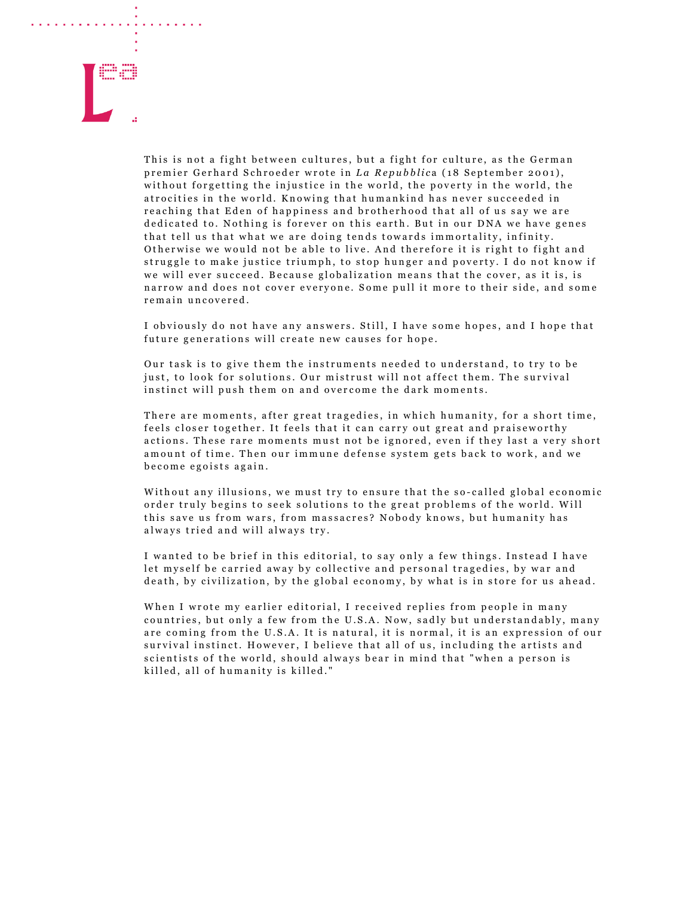This is not a fight between cultures, but a fight for culture, as the German premier Gerhard Schroeder wrote in *La Repubblica* (18 September 2001), without forgetting the injustice in the world, the poverty in the world, the atrocities in the world. Knowing that humankind has never succeeded in reaching that Eden of happiness and brotherhood that all of us say we are dedicated to. Nothing is forever on this earth. But in our DNA we have genes that tell us that what we are doing tends towards immortality, infinity. Otherwise we would not be able to live. And therefore it is right to fight and struggle to make justice triumph, to stop hunger and poverty. I do not know if we will ever succeed. Because globalization means that the cover, as it is, is narrow and does not cover everyone. Some pull it more to their side, and some remain uncovered.

I obviously do not have any answers. Still, I have some hopes, and I hope that future generations will create new causes for hope.

Our task is to give them the instruments needed to understand, to try to be just, to look for solutions. Our mistrust will not affect them. The survival instinct will push them on and overcome the dark moments.

There are moments, after great tragedies, in which humanity, for a short time, feels closer together. It feels that it can carry out great and praiseworthy actions. These rare moments must not be ignored, even if they last a very short amount of time. Then our immune defense system gets back to work, and we become egoists again.

Without any illusions, we must try to ensure that the so-called global economic order truly begins to seek solutions to the great problems of the world. Will this save us from wars, from massacres? Nobody knows, but humanity has always tried and will always try.

I wanted to be brief in this editorial, to say only a few things. Instead I have let myself be carried away by collective and personal tragedies, by war and death, by civilization, by the global economy, by what is in store for us ahead.

When I wrote my earlier editorial, I received replies from people in many countries, but only a few from the U.S.A. Now, sadly but understandably, many are coming from the U.S.A. It is natural, it is normal, it is an expression of our survival instinct. However, I believe that all of us, including the artists and scientists of the world, should always bear in mind that "when a person is killed, all of humanity is killed."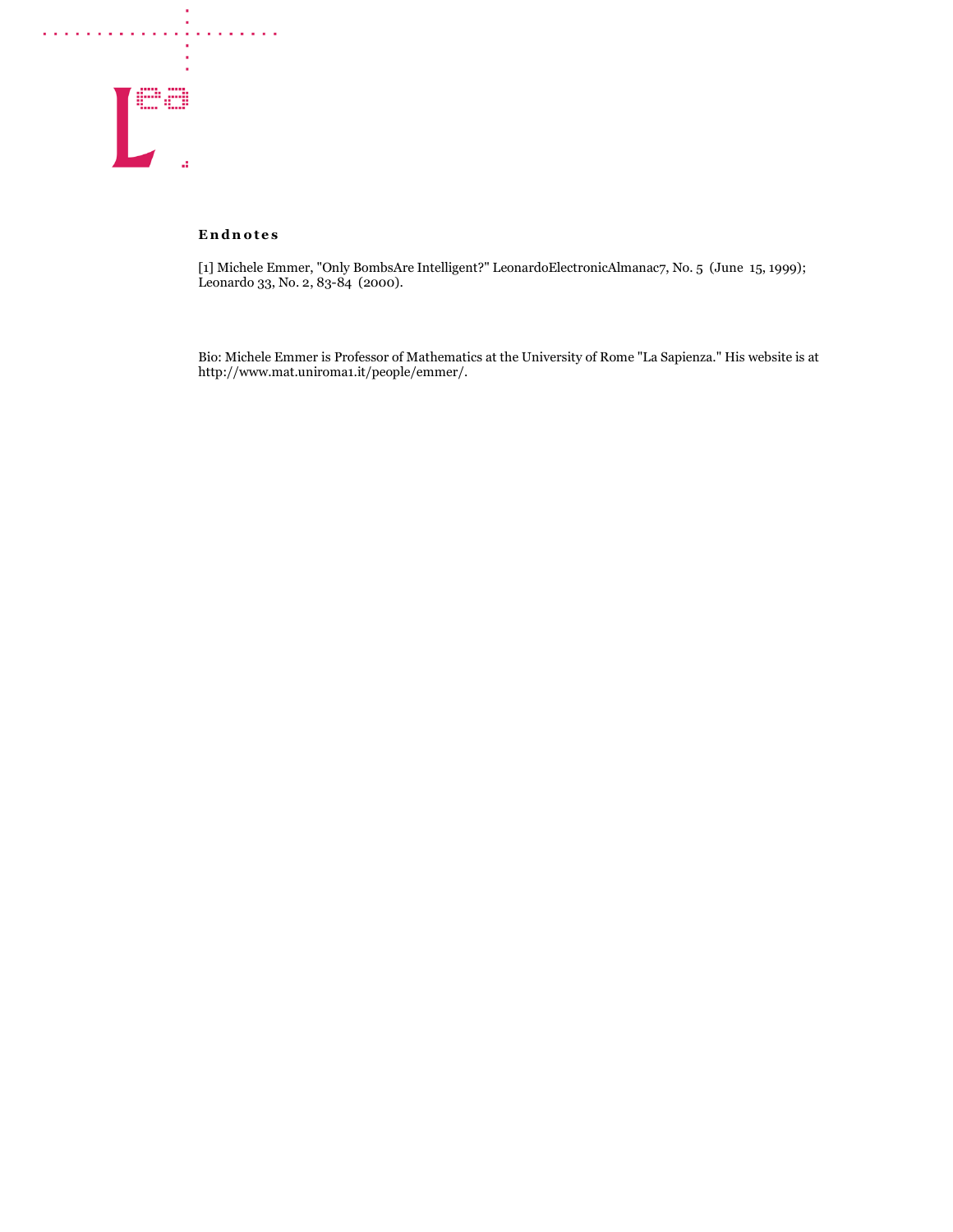## Endnotes

[1] Michele Emmer, "Only BombsAre Intelligent?" LeonardoElectronicAlmanac7, No. 5 (June 15, 1999); Leonardo 33, No. 2, 83-84 (2000).

Bio: Michele Emmer is Professor of Mathematics at the University of Rome "La Sapienza." His website is at http://www.mat.uniroma1.it/people/emmer/.